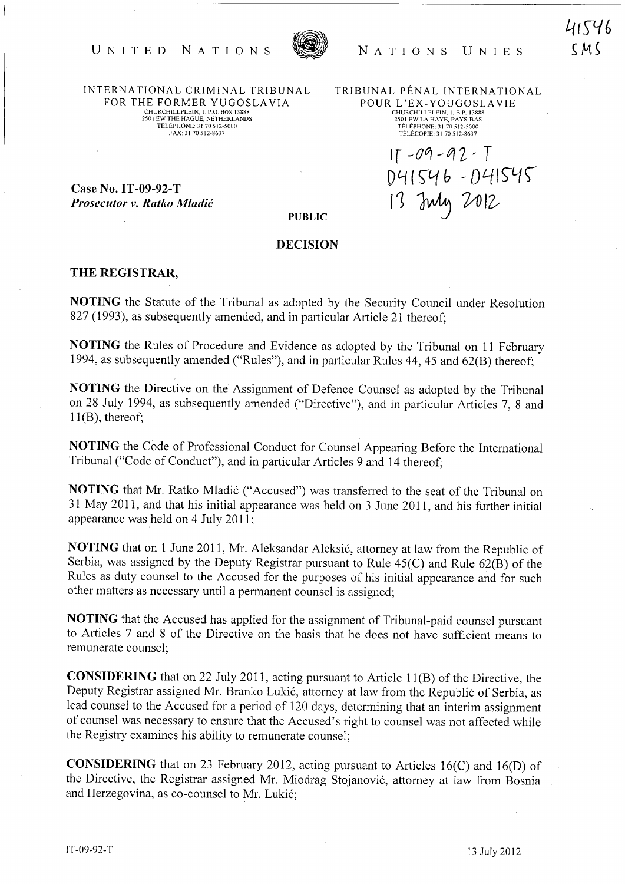UNITED NATIONS — NATIONS UNIES

41546
SMS

INTERNATIONAL CRIMINAL TRIBUNAL FOR THE FORMER YUGOSLAVIA
CHURCHILLPLEIN, 1. P.O. BOX 13888
2501 EW THE HAGUE, NETHERLANDS
TELEPHONE: 31 70 512-5000
FAX: 31 70 512-8637

TRIBUNAL PÉNAL INTERNATIONAL POUR L'EX-YOUGOSLAVIE
CHURCHILLPLEIN, 1. B.P. 13888
2501 EW LA HAYE, PAYS-BAS
TÉLÉPHONE: 31 70 512-5000
TÉLÉCOPIE: 31 70 512-8637

IT-09-92-T
D41546 - D41545
13 July 2012

**Case No. IT-09-92-T**
***Prosecutor v. Ratko Mladić***

**PUBLIC**

**DECISION**

**THE REGISTRAR,**

**NOTING** the Statute of the Tribunal as adopted by the Security Council under Resolution 827 (1993), as subsequently amended, and in particular Article 21 thereof;

**NOTING** the Rules of Procedure and Evidence as adopted by the Tribunal on 11 February 1994, as subsequently amended ("Rules"), and in particular Rules 44, 45 and 62(B) thereof;

**NOTING** the Directive on the Assignment of Defence Counsel as adopted by the Tribunal on 28 July 1994, as subsequently amended ("Directive"), and in particular Articles 7, 8 and 11(B), thereof;

**NOTING** the Code of Professional Conduct for Counsel Appearing Before the International Tribunal ("Code of Conduct"), and in particular Articles 9 and 14 thereof;

**NOTING** that Mr. Ratko Mladić ("Accused") was transferred to the seat of the Tribunal on 31 May 2011, and that his initial appearance was held on 3 June 2011, and his further initial appearance was held on 4 July 2011;

**NOTING** that on 1 June 2011, Mr. Aleksandar Aleksić, attorney at law from the Republic of Serbia, was assigned by the Deputy Registrar pursuant to Rule 45(C) and Rule 62(B) of the Rules as duty counsel to the Accused for the purposes of his initial appearance and for such other matters as necessary until a permanent counsel is assigned;

**NOTING** that the Accused has applied for the assignment of Tribunal-paid counsel pursuant to Articles 7 and 8 of the Directive on the basis that he does not have sufficient means to remunerate counsel;

**CONSIDERING** that on 22 July 2011, acting pursuant to Article 11(B) of the Directive, the Deputy Registrar assigned Mr. Branko Lukić, attorney at law from the Republic of Serbia, as lead counsel to the Accused for a period of 120 days, determining that an interim assignment of counsel was necessary to ensure that the Accused's right to counsel was not affected while the Registry examines his ability to remunerate counsel;

**CONSIDERING** that on 23 February 2012, acting pursuant to Articles 16(C) and 16(D) of the Directive, the Registrar assigned Mr. Miodrag Stojanović, attorney at law from Bosnia and Herzegovina, as co-counsel to Mr. Lukić;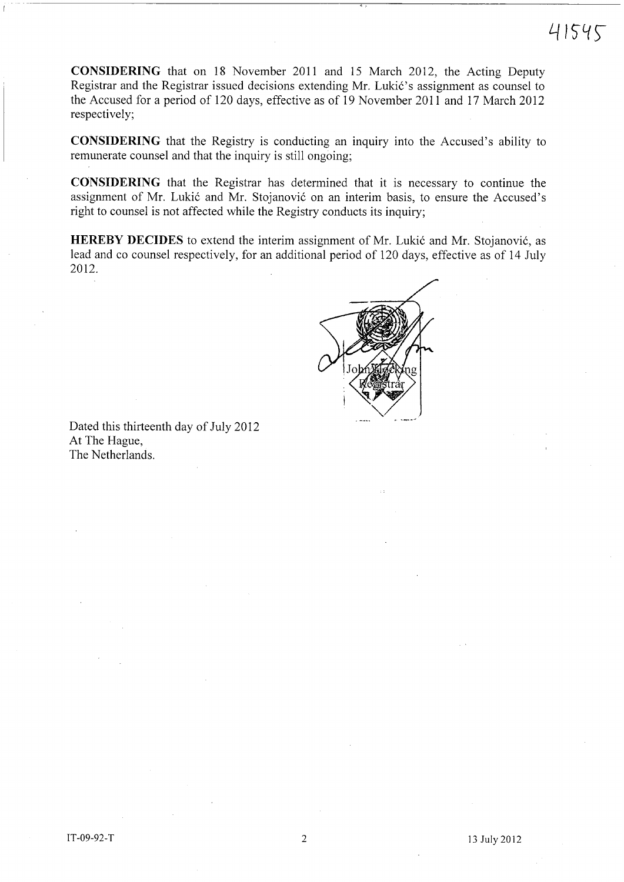**CONSIDERING** that on 18 November 2011 and 15 March 2012, the Acting Deputy Registrar and the Registrar issued decisions extending Mr. Lukić's assignment as counsel to the Accused for a period of 120 days, effective as of 19 November 2011 and 17 March 2012 respectively;

**CONSIDERING** that the Registry is conducting an inquiry into the Accused's ability to remunerate counsel and that the inquiry is still ongoing;

**CONSIDERING** that the Registrar has determined that it is necessary to continue the assignment of Mr. Lukić and Mr. Stojanović on an interim basis, to ensure the Accused's right to counsel is not affected while the Registry conducts its inquiry;

**HEREBY DECIDES** to extend the interim assignment of Mr. Lukić and Mr. Stojanović, as lead and co counsel respectively, for an additional period of 120 days, effective as of 14 July 2012.

John Hocking
Registrar

Dated this thirteenth day of July 2012
At The Hague,
The Netherlands.